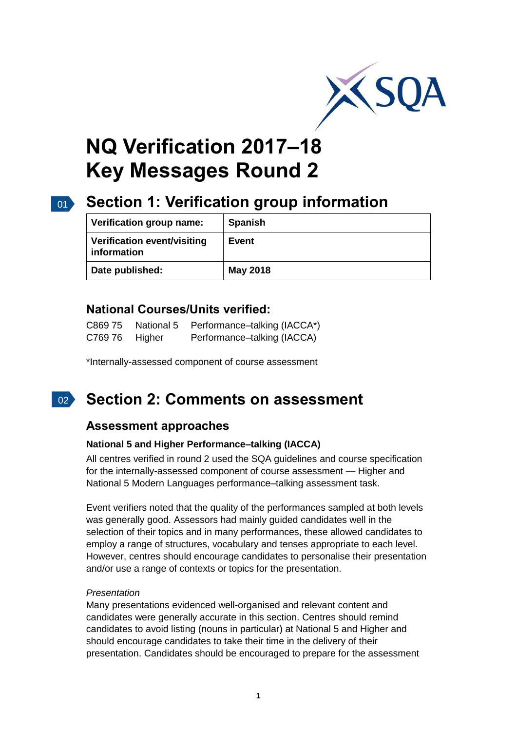# NQ Verification 2017–18 Key Messages Round 2

## Section 1: Verification group information

| Verification group name: | Spanish |
|---|---|
| Verification event/visiting information | Event |
| Date published: | May 2018 |

### National Courses/Units verified:

C869 75 National 5 Performance–talking (IACCA*)
C769 76 Higher Performance–talking (IACCA)

*Internally-assessed component of course assessment

## Section 2: Comments on assessment

### Assessment approaches

**National 5 and Higher Performance–talking (IACCA)**

All centres verified in round 2 used the SQA guidelines and course specification for the internally-assessed component of course assessment — Higher and National 5 Modern Languages performance–talking assessment task.

Event verifiers noted that the quality of the performances sampled at both levels was generally good. Assessors had mainly guided candidates well in the selection of their topics and in many performances, these allowed candidates to employ a range of structures, vocabulary and tenses appropriate to each level. However, centres should encourage candidates to personalise their presentation and/or use a range of contexts or topics for the presentation.

*Presentation*

Many presentations evidenced well-organised and relevant content and candidates were generally accurate in this section. Centres should remind candidates to avoid listing (nouns in particular) at National 5 and Higher and should encourage candidates to take their time in the delivery of their presentation. Candidates should be encouraged to prepare for the assessment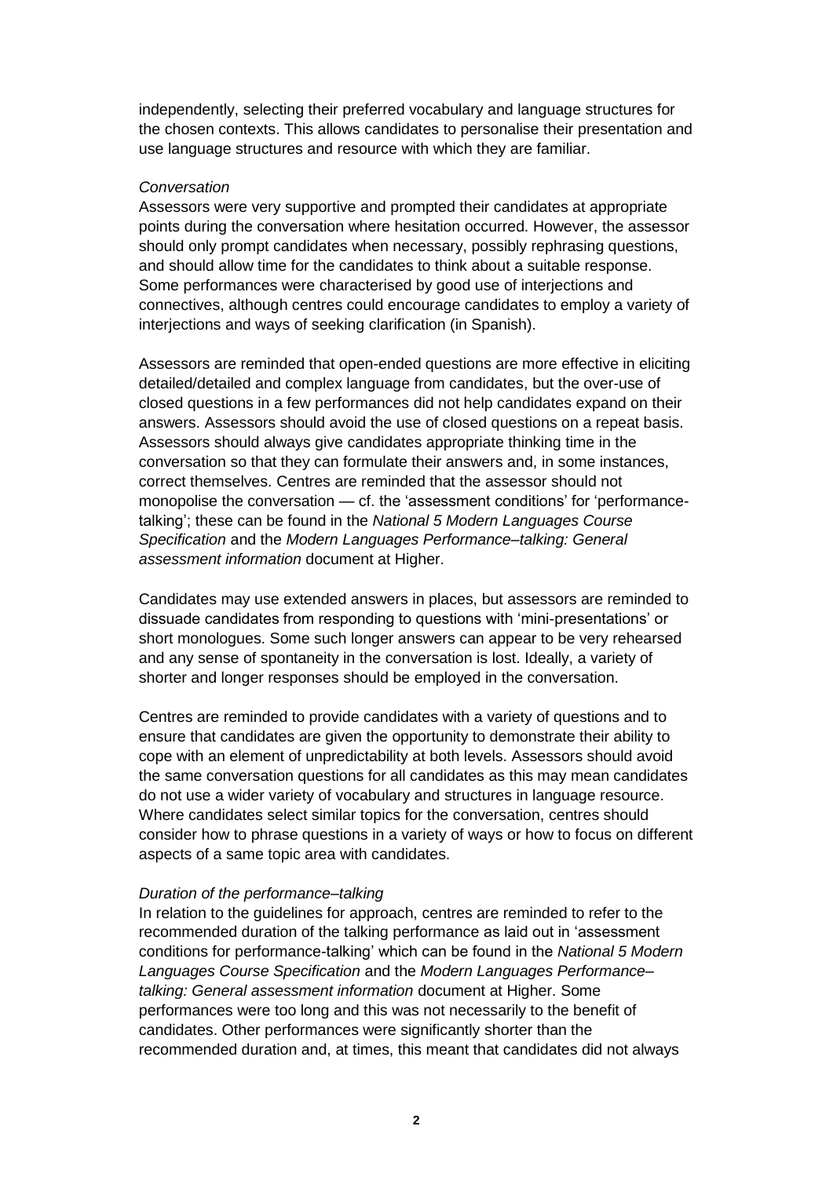independently, selecting their preferred vocabulary and language structures for the chosen contexts. This allows candidates to personalise their presentation and use language structures and resource with which they are familiar.

*Conversation*

Assessors were very supportive and prompted their candidates at appropriate points during the conversation where hesitation occurred. However, the assessor should only prompt candidates when necessary, possibly rephrasing questions, and should allow time for the candidates to think about a suitable response. Some performances were characterised by good use of interjections and connectives, although centres could encourage candidates to employ a variety of interjections and ways of seeking clarification (in Spanish).

Assessors are reminded that open-ended questions are more effective in eliciting detailed/detailed and complex language from candidates, but the over-use of closed questions in a few performances did not help candidates expand on their answers. Assessors should avoid the use of closed questions on a repeat basis. Assessors should always give candidates appropriate thinking time in the conversation so that they can formulate their answers and, in some instances, correct themselves. Centres are reminded that the assessor should not monopolise the conversation — cf. the 'assessment conditions' for 'performance-talking'; these can be found in the *National 5 Modern Languages Course Specification* and the *Modern Languages Performance–talking: General assessment information* document at Higher.

Candidates may use extended answers in places, but assessors are reminded to dissuade candidates from responding to questions with 'mini-presentations' or short monologues. Some such longer answers can appear to be very rehearsed and any sense of spontaneity in the conversation is lost. Ideally, a variety of shorter and longer responses should be employed in the conversation.

Centres are reminded to provide candidates with a variety of questions and to ensure that candidates are given the opportunity to demonstrate their ability to cope with an element of unpredictability at both levels. Assessors should avoid the same conversation questions for all candidates as this may mean candidates do not use a wider variety of vocabulary and structures in language resource. Where candidates select similar topics for the conversation, centres should consider how to phrase questions in a variety of ways or how to focus on different aspects of a same topic area with candidates.

*Duration of the performance–talking*

In relation to the guidelines for approach, centres are reminded to refer to the recommended duration of the talking performance as laid out in 'assessment conditions for performance-talking' which can be found in the *National 5 Modern Languages Course Specification* and the *Modern Languages Performance–talking: General assessment information* document at Higher. Some performances were too long and this was not necessarily to the benefit of candidates. Other performances were significantly shorter than the recommended duration and, at times, this meant that candidates did not always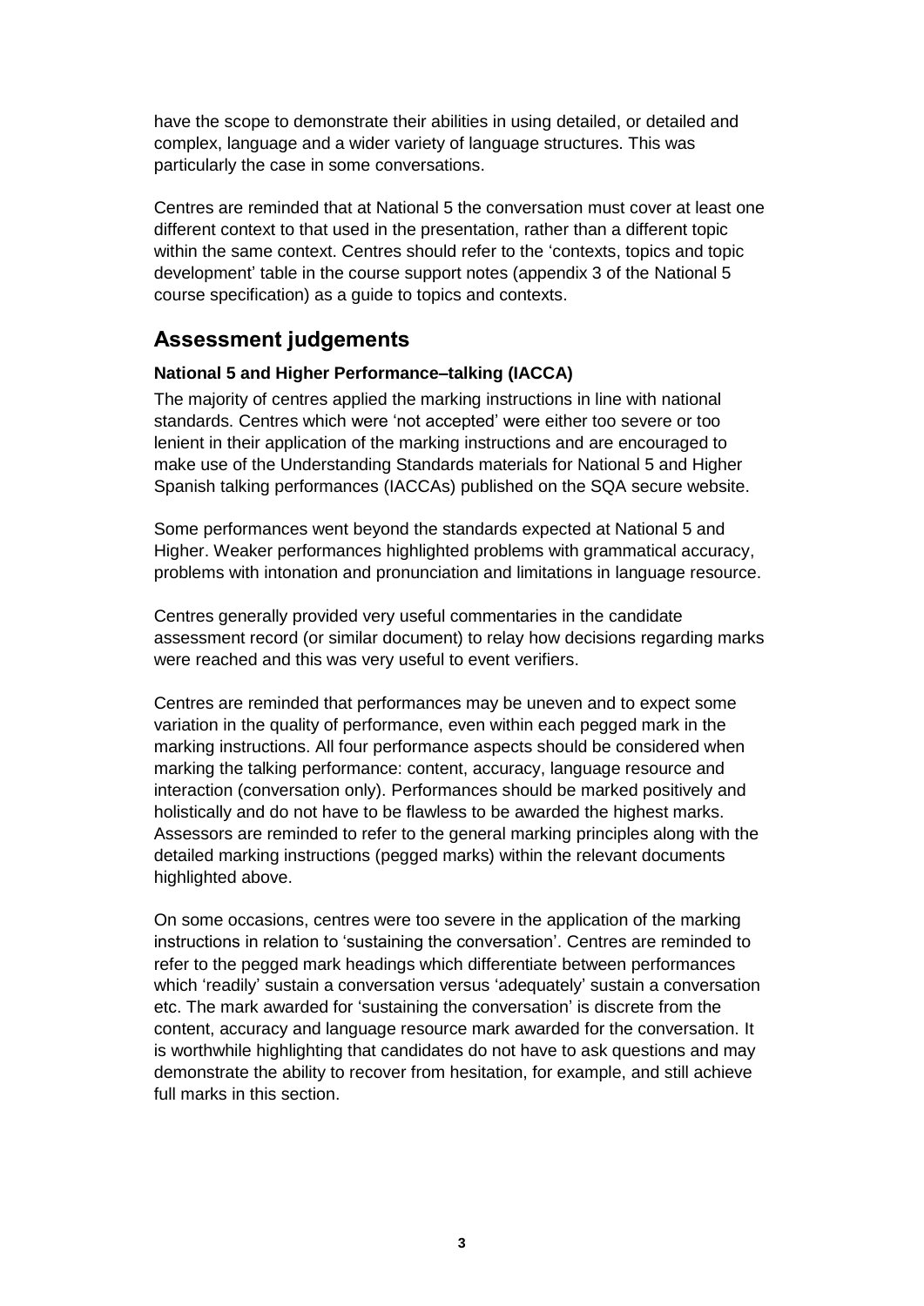have the scope to demonstrate their abilities in using detailed, or detailed and complex, language and a wider variety of language structures. This was particularly the case in some conversations.

Centres are reminded that at National 5 the conversation must cover at least one different context to that used in the presentation, rather than a different topic within the same context. Centres should refer to the 'contexts, topics and topic development' table in the course support notes (appendix 3 of the National 5 course specification) as a guide to topics and contexts.

## Assessment judgements

### National 5 and Higher Performance–talking (IACCA)

The majority of centres applied the marking instructions in line with national standards. Centres which were 'not accepted' were either too severe or too lenient in their application of the marking instructions and are encouraged to make use of the Understanding Standards materials for National 5 and Higher Spanish talking performances (IACCAs) published on the SQA secure website.

Some performances went beyond the standards expected at National 5 and Higher. Weaker performances highlighted problems with grammatical accuracy, problems with intonation and pronunciation and limitations in language resource.

Centres generally provided very useful commentaries in the candidate assessment record (or similar document) to relay how decisions regarding marks were reached and this was very useful to event verifiers.

Centres are reminded that performances may be uneven and to expect some variation in the quality of performance, even within each pegged mark in the marking instructions. All four performance aspects should be considered when marking the talking performance: content, accuracy, language resource and interaction (conversation only). Performances should be marked positively and holistically and do not have to be flawless to be awarded the highest marks. Assessors are reminded to refer to the general marking principles along with the detailed marking instructions (pegged marks) within the relevant documents highlighted above.

On some occasions, centres were too severe in the application of the marking instructions in relation to 'sustaining the conversation'. Centres are reminded to refer to the pegged mark headings which differentiate between performances which 'readily' sustain a conversation versus 'adequately' sustain a conversation etc. The mark awarded for 'sustaining the conversation' is discrete from the content, accuracy and language resource mark awarded for the conversation. It is worthwhile highlighting that candidates do not have to ask questions and may demonstrate the ability to recover from hesitation, for example, and still achieve full marks in this section.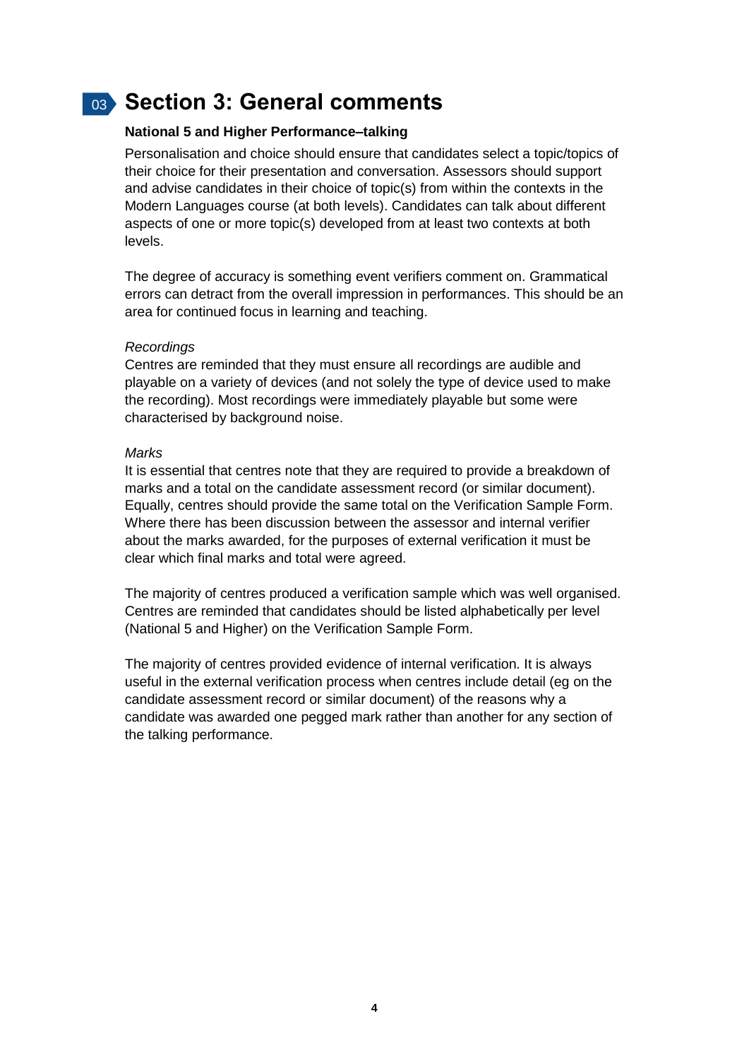# Section 3: General comments

### National 5 and Higher Performance–talking

Personalisation and choice should ensure that candidates select a topic/topics of their choice for their presentation and conversation. Assessors should support and advise candidates in their choice of topic(s) from within the contexts in the Modern Languages course (at both levels). Candidates can talk about different aspects of one or more topic(s) developed from at least two contexts at both levels.

The degree of accuracy is something event verifiers comment on. Grammatical errors can detract from the overall impression in performances. This should be an area for continued focus in learning and teaching.

*Recordings*
Centres are reminded that they must ensure all recordings are audible and playable on a variety of devices (and not solely the type of device used to make the recording). Most recordings were immediately playable but some were characterised by background noise.

*Marks*
It is essential that centres note that they are required to provide a breakdown of marks and a total on the candidate assessment record (or similar document). Equally, centres should provide the same total on the Verification Sample Form. Where there has been discussion between the assessor and internal verifier about the marks awarded, for the purposes of external verification it must be clear which final marks and total were agreed.

The majority of centres produced a verification sample which was well organised. Centres are reminded that candidates should be listed alphabetically per level (National 5 and Higher) on the Verification Sample Form.

The majority of centres provided evidence of internal verification. It is always useful in the external verification process when centres include detail (eg on the candidate assessment record or similar document) of the reasons why a candidate was awarded one pegged mark rather than another for any section of the talking performance.